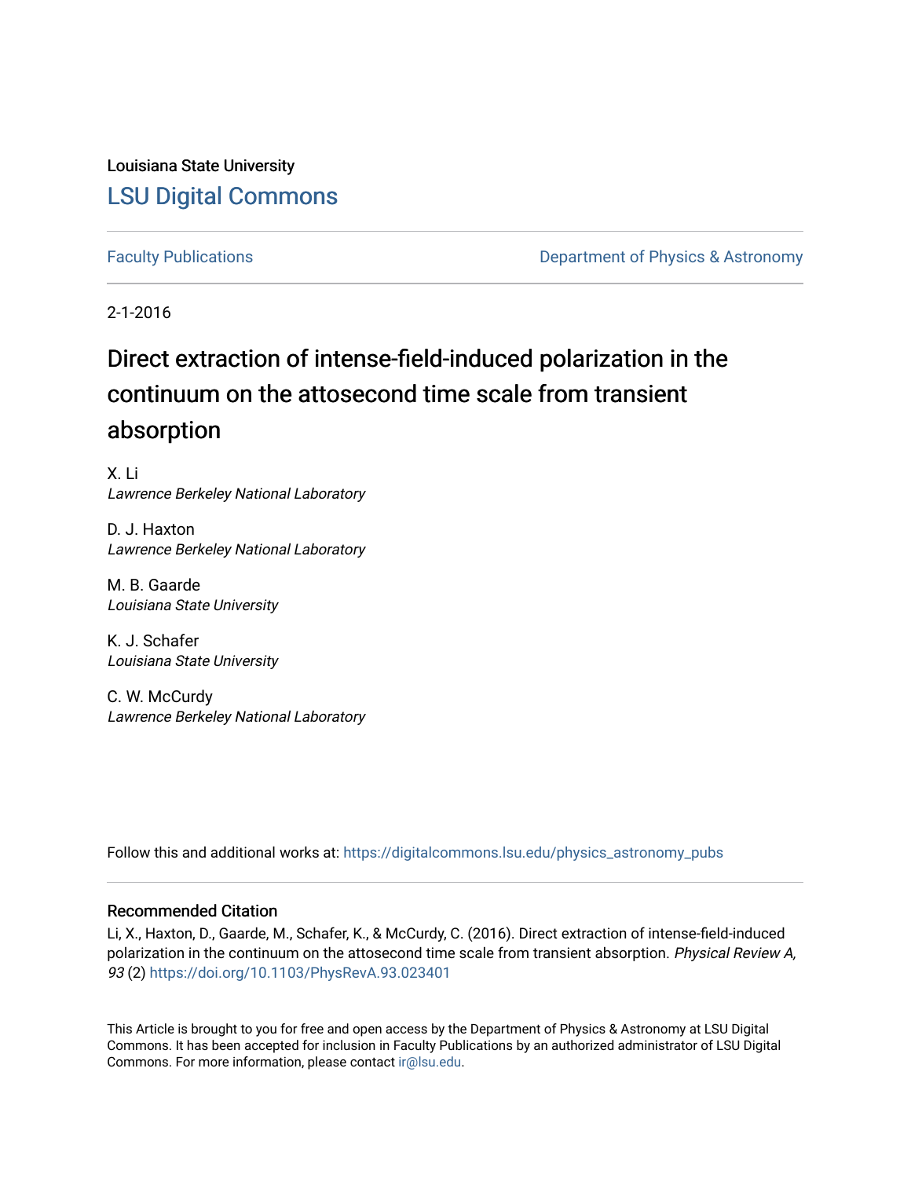Louisiana State University

LSU Digital Commons

Faculty Publications

Department of Physics & Astronomy

2-1-2016

# Direct extraction of intense-field-induced polarization in the continuum on the attosecond time scale from transient absorption

X. Li
*Lawrence Berkeley National Laboratory*

D. J. Haxton
*Lawrence Berkeley National Laboratory*

M. B. Gaarde
*Louisiana State University*

K. J. Schafer
*Louisiana State University*

C. W. McCurdy
*Lawrence Berkeley National Laboratory*

Follow this and additional works at: https://digitalcommons.lsu.edu/physics_astronomy_pubs

## Recommended Citation

Li, X., Haxton, D., Gaarde, M., Schafer, K., & McCurdy, C. (2016). Direct extraction of intense-field-induced polarization in the continuum on the attosecond time scale from transient absorption. *Physical Review A, 93* (2) https://doi.org/10.1103/PhysRevA.93.023401

This Article is brought to you for free and open access by the Department of Physics & Astronomy at LSU Digital Commons. It has been accepted for inclusion in Faculty Publications by an authorized administrator of LSU Digital Commons. For more information, please contact ir@lsu.edu.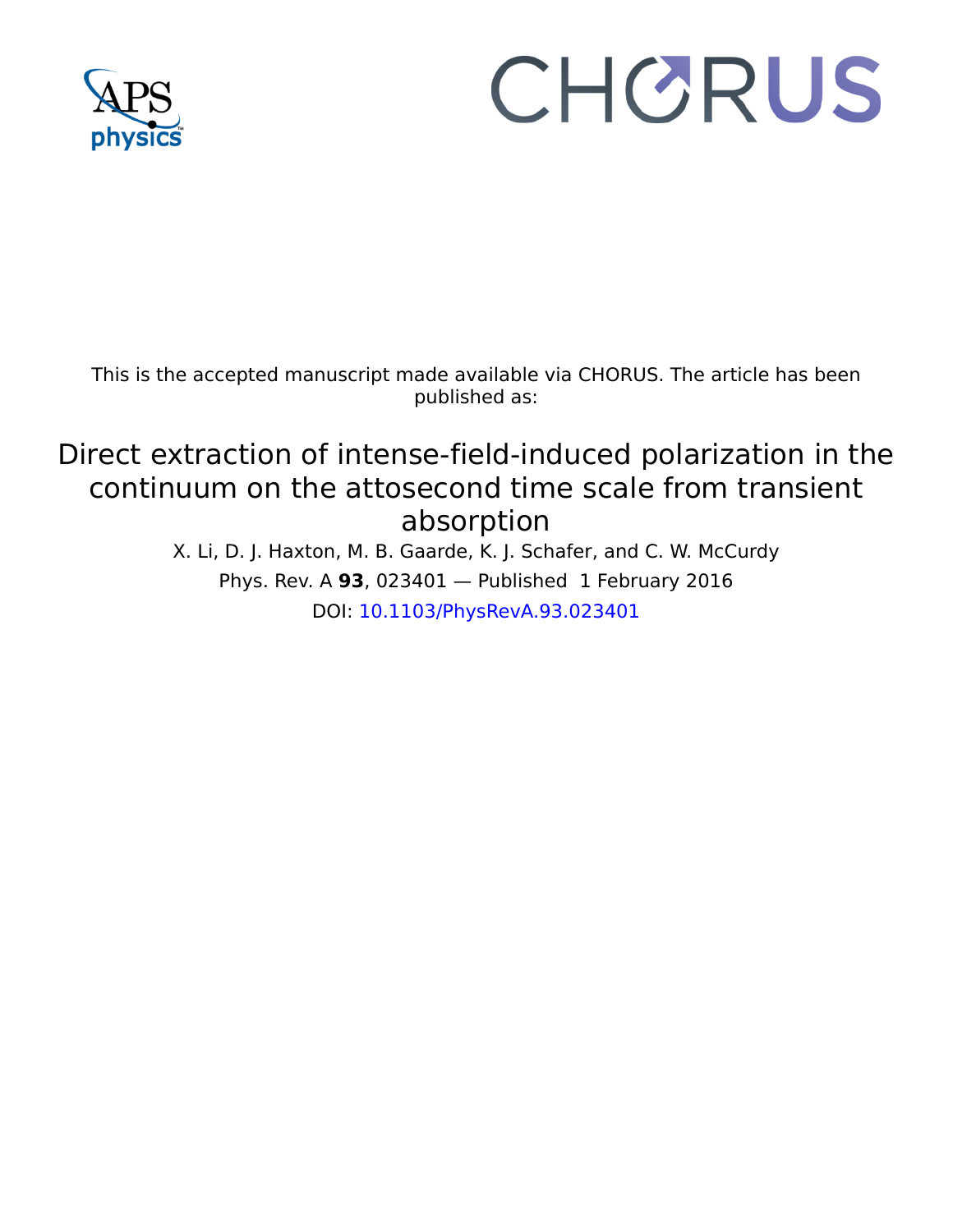This is the accepted manuscript made available via CHORUS. The article has been published as:

# Direct extraction of intense-field-induced polarization in the continuum on the attosecond time scale from transient absorption

X. Li, D. J. Haxton, M. B. Gaarde, K. J. Schafer, and C. W. McCurdy

Phys. Rev. A **93**, 023401 — Published 1 February 2016

DOI: 10.1103/PhysRevA.93.023401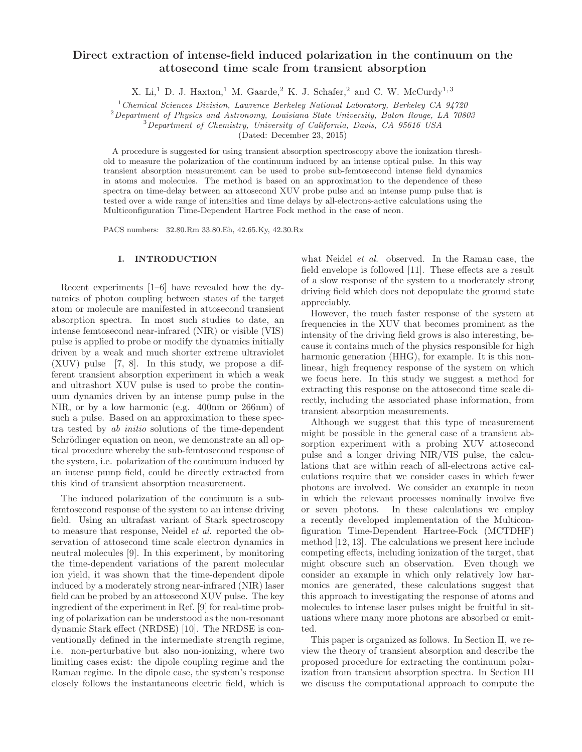# Direct extraction of intense-field induced polarization in the continuum on the attosecond time scale from transient absorption

X. Li,[1] D. J. Haxton,[1] M. Gaarde,[2] K. J. Schafer,[2] and C. W. McCurdy[1,3]

[1] *Chemical Sciences Division, Lawrence Berkeley National Laboratory, Berkeley CA 94720*
[2] *Department of Physics and Astronomy, Louisiana State University, Baton Rouge, LA 70803*
[3] *Department of Chemistry, University of California, Davis, CA 95616 USA*

(Dated: December 23, 2015)

A procedure is suggested for using transient absorption spectroscopy above the ionization threshold to measure the polarization of the continuum induced by an intense optical pulse. In this way transient absorption measurement can be used to probe sub-femtosecond intense field dynamics in atoms and molecules. The method is based on an approximation to the dependence of these spectra on time-delay between an attosecond XUV probe pulse and an intense pump pulse that is tested over a wide range of intensities and time delays by all-electrons-active calculations using the Multiconfiguration Time-Dependent Hartree Fock method in the case of neon.

PACS numbers: 32.80.Rm 33.80.Eh, 42.65.Ky, 42.30.Rx

## I. INTRODUCTION

Recent experiments [1–6] have revealed how the dynamics of photon coupling between states of the target atom or molecule are manifested in attosecond transient absorption spectra. In most such studies to date, an intense femtosecond near-infrared (NIR) or visible (VIS) pulse is applied to probe or modify the dynamics initially driven by a weak and much shorter extreme ultraviolet (XUV) pulse [7, 8]. In this study, we propose a different transient absorption experiment in which a weak and ultrashort XUV pulse is used to probe the continuum dynamics driven by an intense pump pulse in the NIR, or by a low harmonic (e.g. 400nm or 266nm) of such a pulse. Based on an approximation to these spectra tested by *ab initio* solutions of the time-dependent Schrödinger equation on neon, we demonstrate an all optical procedure whereby the sub-femtosecond response of the system, i.e. polarization of the continuum induced by an intense pump field, could be directly extracted from this kind of transient absorption measurement.

The induced polarization of the continuum is a sub-femtosecond response of the system to an intense driving field. Using an ultrafast variant of Stark spectroscopy to measure that response, Neidel *et al.* reported the observation of attosecond time scale electron dynamics in neutral molecules [9]. In this experiment, by monitoring the time-dependent variations of the parent molecular ion yield, it was shown that the time-dependent dipole induced by a moderately strong near-infrared (NIR) laser field can be probed by an attosecond XUV pulse. The key ingredient of the experiment in Ref. [9] for real-time probing of polarization can be understood as the non-resonant dynamic Stark effect (NRDSE) [10]. The NRDSE is conventionally defined in the intermediate strength regime, i.e. non-perturbative but also non-ionizing, where two limiting cases exist: the dipole coupling regime and the Raman regime. In the dipole case, the system's response closely follows the instantaneous electric field, which is what Neidel *et al.* observed. In the Raman case, the field envelope is followed [11]. These effects are a result of a slow response of the system to a moderately strong driving field which does not depopulate the ground state appreciably.

However, the much faster response of the system at frequencies in the XUV that becomes prominent as the intensity of the driving field grows is also interesting, because it contains much of the physics responsible for high harmonic generation (HHG), for example. It is this nonlinear, high frequency response of the system on which we focus here. In this study we suggest a method for extracting this response on the attosecond time scale directly, including the associated phase information, from transient absorption measurements.

Although we suggest that this type of measurement might be possible in the general case of a transient absorption experiment with a probing XUV attosecond pulse and a longer driving NIR/VIS pulse, the calculations that are within reach of all-electrons active calculations require that we consider cases in which fewer photons are involved. We consider an example in neon in which the relevant processes nominally involve five or seven photons. In these calculations we employ a recently developed implementation of the Multiconfiguration Time-Dependent Hartree-Fock (MCTDHF) method [12, 13]. The calculations we present here include competing effects, including ionization of the target, that might obscure such an observation. Even though we consider an example in which only relatively low harmonics are generated, these calculations suggest that this approach to investigating the response of atoms and molecules to intense laser pulses might be fruitful in situations where many more photons are absorbed or emitted.

This paper is organized as follows. In Section II, we review the theory of transient absorption and describe the proposed procedure for extracting the continuum polarization from transient absorption spectra. In Section III we discuss the computational approach to compute the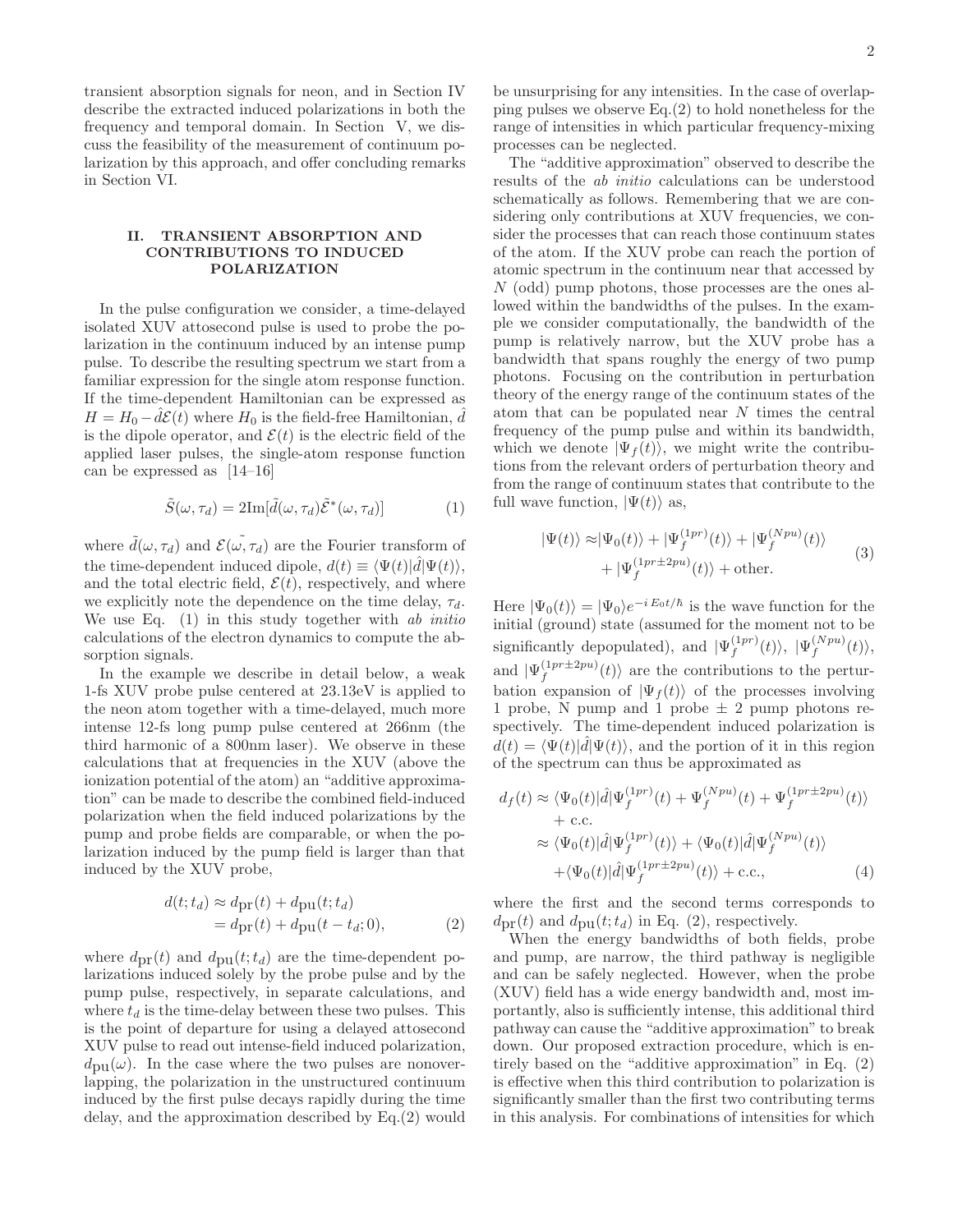transient absorption signals for neon, and in Section IV describe the extracted induced polarizations in both the frequency and temporal domain. In Section V, we discuss the feasibility of the measurement of continuum polarization by this approach, and offer concluding remarks in Section VI.

## II. TRANSIENT ABSORPTION AND CONTRIBUTIONS TO INDUCED POLARIZATION

In the pulse configuration we consider, a time-delayed isolated XUV attosecond pulse is used to probe the polarization in the continuum induced by an intense pump pulse. To describe the resulting spectrum we start from a familiar expression for the single atom response function. If the time-dependent Hamiltonian can be expressed as $H = H_0 - \hat{d}\mathcal{E}(t)$ where $H_0$ is the field-free Hamiltonian, $\hat{d}$ is the dipole operator, and $\mathcal{E}(t)$ is the electric field of the applied laser pulses, the single-atom response function can be expressed as [14–16]

$$\tilde{S}(\omega, \tau_d) = 2\mathrm{Im}[\tilde{d}(\omega, \tau_d)\tilde{\mathcal{E}}^*(\omega, \tau_d)] \tag{1}$$

where $\tilde{d}(\omega, \tau_d)$ and $\tilde{\mathcal{E}(\omega, \tau_d)}$ are the Fourier transform of the time-dependent induced dipole, $d(t) \equiv \langle \Psi(t)|\hat{d}|\Psi(t)\rangle$, and the total electric field, $\mathcal{E}(t)$, respectively, and where we explicitly note the dependence on the time delay, $\tau_d$. We use Eq. (1) in this study together with *ab initio* calculations of the electron dynamics to compute the absorption signals.

In the example we describe in detail below, a weak 1-fs XUV probe pulse centered at 23.13eV is applied to the neon atom together with a time-delayed, much more intense 12-fs long pump pulse centered at 266nm (the third harmonic of a 800nm laser). We observe in these calculations that at frequencies in the XUV (above the ionization potential of the atom) an "additive approximation" can be made to describe the combined field-induced polarization when the field induced polarizations by the pump and probe fields are comparable, or when the polarization induced by the pump field is larger than that induced by the XUV probe,

$$\begin{aligned} d(t; t_d) &\approx d_{\mathrm{pr}}(t) + d_{\mathrm{pu}}(t; t_d) \\ &= d_{\mathrm{pr}}(t) + d_{\mathrm{pu}}(t - t_d; 0), \end{aligned} \tag{2}$$

where $d_{\mathrm{pr}}(t)$ and $d_{\mathrm{pu}}(t; t_d)$ are the time-dependent polarizations induced solely by the probe pulse and by the pump pulse, respectively, in separate calculations, and where $t_d$ is the time-delay between these two pulses. This is the point of departure for using a delayed attosecond XUV pulse to read out intense-field induced polarization, $d_{\mathrm{pu}}(\omega)$. In the case where the two pulses are nonoverlapping, the polarization in the unstructured continuum induced by the first pulse decays rapidly during the time delay, and the approximation described by Eq.(2) would be unsurprising for any intensities. In the case of overlapping pulses we observe Eq.(2) to hold nonetheless for the range of intensities in which particular frequency-mixing processes can be neglected.

The "additive approximation" observed to describe the results of the *ab initio* calculations can be understood schematically as follows. Remembering that we are considering only contributions at XUV frequencies, we consider the processes that can reach those continuum states of the atom. If the XUV probe can reach the portion of atomic spectrum in the continuum near that accessed by $N$ (odd) pump photons, those processes are the ones allowed within the bandwidths of the pulses. In the example we consider computationally, the bandwidth of the pump is relatively narrow, but the XUV probe has a bandwidth that spans roughly the energy of two pump photons. Focusing on the contribution in perturbation theory of the energy range of the continuum states of the atom that can be populated near $N$ times the central frequency of the pump pulse and within its bandwidth, which we denote $|\Psi_f(t)\rangle$, we might write the contributions from the relevant orders of perturbation theory and from the range of continuum states that contribute to the full wave function, $|\Psi(t)\rangle$ as,

$$\begin{aligned} |\Psi(t)\rangle \approx &|\Psi_0(t)\rangle + |\Psi_f^{(1pr)}(t)\rangle + |\Psi_f^{(Npu)}(t)\rangle \\ &+ |\Psi_f^{(1pr\pm 2pu)}(t)\rangle + \text{other}. \end{aligned} \tag{3}$$

Here $|\Psi_0(t)\rangle = |\Psi_0\rangle e^{-i E_0 t/\hbar}$ is the wave function for the initial (ground) state (assumed for the moment not to be significantly depopulated), and $|\Psi_f^{(1pr)}(t)\rangle$, $|\Psi_f^{(Npu)}(t)\rangle$, and $|\Psi_f^{(1pr\pm 2pu)}(t)\rangle$ are the contributions to the perturbation expansion of $|\Psi_f(t)\rangle$ of the processes involving 1 probe, N pump and 1 probe $\pm$ 2 pump photons respectively. The time-dependent induced polarization is $d(t) = \langle \Psi(t)|\hat{d}|\Psi(t)\rangle$, and the portion of it in this region of the spectrum can thus be approximated as

$$\begin{aligned} d_f(t) \approx &\langle \Psi_0(t)|\hat{d}|\Psi_f^{(1pr)}(t) + \Psi_f^{(Npu)}(t) + \Psi_f^{(1pr\pm 2pu)}(t)\rangle \\ &+ \text{c.c.} \\ \approx &\langle \Psi_0(t)|\hat{d}|\Psi_f^{(1pr)}(t)\rangle + \langle \Psi_0(t)|\hat{d}|\Psi_f^{(Npu)}(t)\rangle \\ &+ \langle \Psi_0(t)|\hat{d}|\Psi_f^{(1pr\pm 2pu)}(t)\rangle + \text{c.c.}, \end{aligned} \tag{4}$$

where the first and the second terms corresponds to $d_{\mathrm{pr}}(t)$ and $d_{\mathrm{pu}}(t; t_d)$ in Eq. (2), respectively.

When the energy bandwidths of both fields, probe and pump, are narrow, the third pathway is negligible and can be safely neglected. However, when the probe (XUV) field has a wide energy bandwidth and, most importantly, also is sufficiently intense, this additional third pathway can cause the "additive approximation" to break down. Our proposed extraction procedure, which is entirely based on the "additive approximation" in Eq. (2) is effective when this third contribution to polarization is significantly smaller than the first two contributing terms in this analysis. For combinations of intensities for which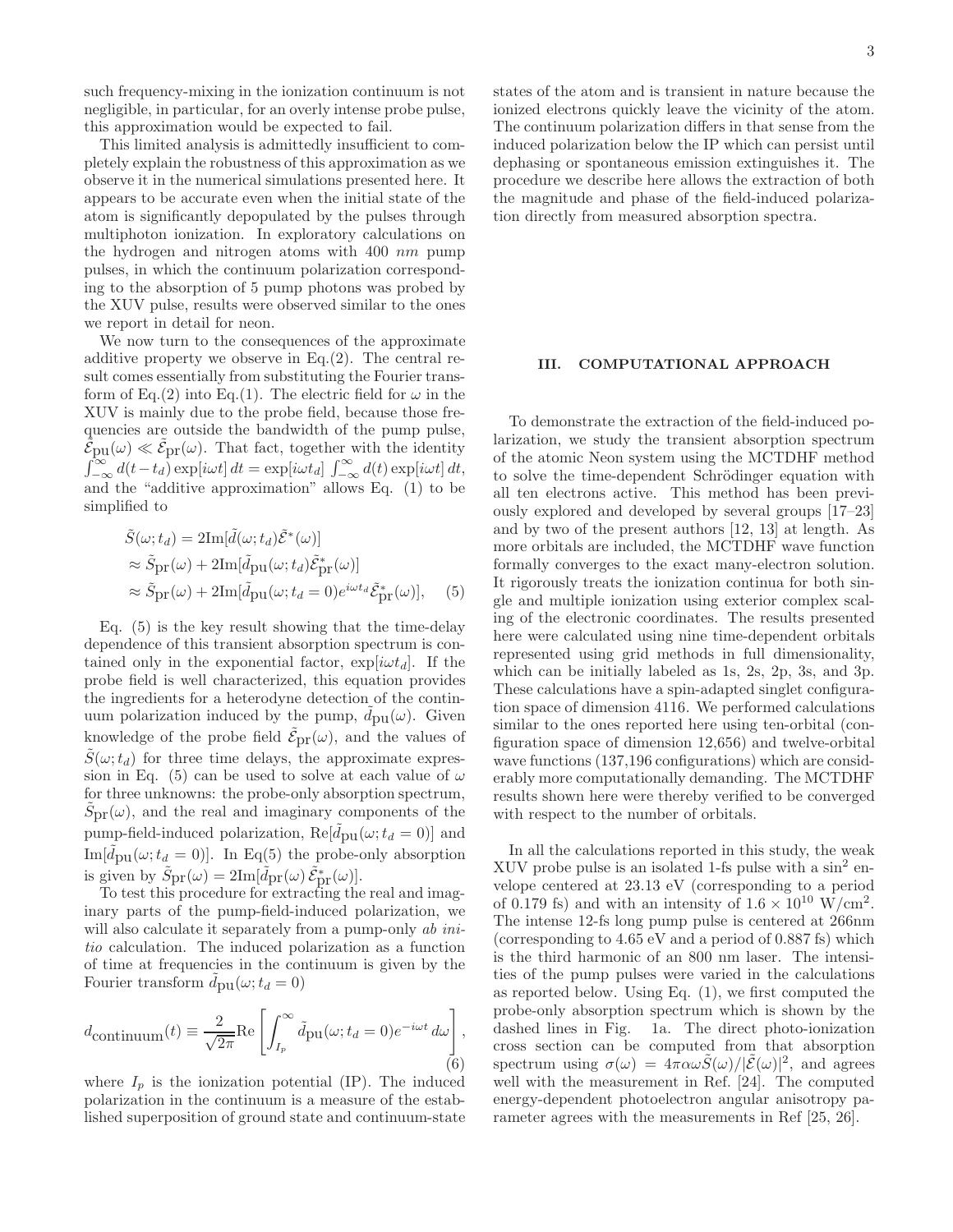such frequency-mixing in the ionization continuum is not negligible, in particular, for an overly intense probe pulse, this approximation would be expected to fail.

This limited analysis is admittedly insufficient to completely explain the robustness of this approximation as we observe it in the numerical simulations presented here. It appears to be accurate even when the initial state of the atom is significantly depopulated by the pulses through multiphoton ionization. In exploratory calculations on the hydrogen and nitrogen atoms with 400 *nm* pump pulses, in which the continuum polarization corresponding to the absorption of 5 pump photons was probed by the XUV pulse, results were observed similar to the ones we report in detail for neon.

We now turn to the consequences of the approximate additive property we observe in Eq.(2). The central result comes essentially from substituting the Fourier transform of Eq.(2) into Eq.(1). The electric field for $\omega$ in the XUV is mainly due to the probe field, because those frequencies are outside the bandwidth of the pump pulse, $\tilde{\mathcal{E}}_{\rm pu}(\omega) \ll \tilde{\mathcal{E}}_{\rm pr}(\omega)$. That fact, together with the identity $\int_{-\infty}^{\infty} d(t-t_d)\exp[i\omega t]\,dt = \exp[i\omega t_d]\int_{-\infty}^{\infty} d(t)\exp[i\omega t]\,dt$, and the "additive approximation" allows Eq. (1) to be simplified to

$$
\begin{aligned}
\tilde{S}(\omega;t_d) &= 2\mathrm{Im}[\tilde{d}(\omega;t_d)\tilde{\mathcal{E}}^*(\omega)] \\
&\approx \tilde{S}_{\rm pr}(\omega) + 2\mathrm{Im}[\tilde{d}_{\rm pu}(\omega;t_d)\tilde{\mathcal{E}}^*_{\rm pr}(\omega)] \\
&\approx \tilde{S}_{\rm pr}(\omega) + 2\mathrm{Im}[\tilde{d}_{\rm pu}(\omega;t_d=0)e^{i\omega t_d}\tilde{\mathcal{E}}^*_{\rm pr}(\omega)], \quad (5)
\end{aligned}
$$

Eq. (5) is the key result showing that the time-delay dependence of this transient absorption spectrum is contained only in the exponential factor, $\exp[i\omega t_d]$. If the probe field is well characterized, this equation provides the ingredients for a heterodyne detection of the continuum polarization induced by the pump, $\tilde{d}_{\rm pu}(\omega)$. Given knowledge of the probe field $\tilde{\mathcal{E}}_{\rm pr}(\omega)$, and the values of $\tilde{S}(\omega;t_d)$ for three time delays, the approximate expression in Eq. (5) can be used to solve at each value of $\omega$ for three unknowns: the probe-only absorption spectrum, $\tilde{S}_{\rm pr}(\omega)$, and the real and imaginary components of the pump-field-induced polarization, $\mathrm{Re}[\tilde{d}_{\rm pu}(\omega;t_d=0)]$ and $\mathrm{Im}[\tilde{d}_{\rm pu}(\omega;t_d=0)]$. In Eq(5) the probe-only absorption is given by $\tilde{S}_{\rm pr}(\omega) = 2\mathrm{Im}[\tilde{d}_{\rm pr}(\omega)\,\tilde{\mathcal{E}}^*_{\rm pr}(\omega)]$.

To test this procedure for extracting the real and imaginary parts of the pump-field-induced polarization, we will also calculate it separately from a pump-only *ab initio* calculation. The induced polarization as a function of time at frequencies in the continuum is given by the Fourier transform $\tilde{d}_{\rm pu}(\omega;t_d=0)$

$$
d_{\rm continuum}(t) \equiv \frac{2}{\sqrt{2\pi}}\mathrm{Re}\left[\int_{I_p}^{\infty}\tilde{d}_{\rm pu}(\omega;t_d=0)e^{-i\omega t}\,d\omega\right], \quad (6)
$$

where $I_p$ is the ionization potential (IP). The induced polarization in the continuum is a measure of the established superposition of ground state and continuum-state states of the atom and is transient in nature because the ionized electrons quickly leave the vicinity of the atom. The continuum polarization differs in that sense from the induced polarization below the IP which can persist until dephasing or spontaneous emission extinguishes it. The procedure we describe here allows the extraction of both the magnitude and phase of the field-induced polarization directly from measured absorption spectra.

## III. COMPUTATIONAL APPROACH

To demonstrate the extraction of the field-induced polarization, we study the transient absorption spectrum of the atomic Neon system using the MCTDHF method to solve the time-dependent Schrödinger equation with all ten electrons active. This method has been previously explored and developed by several groups [17–23] and by two of the present authors [12, 13] at length. As more orbitals are included, the MCTDHF wave function formally converges to the exact many-electron solution. It rigorously treats the ionization continua for both single and multiple ionization using exterior complex scaling of the electronic coordinates. The results presented here were calculated using nine time-dependent orbitals represented using grid methods in full dimensionality, which can be initially labeled as 1s, 2s, 2p, 3s, and 3p. These calculations have a spin-adapted singlet configuration space of dimension 4116. We performed calculations similar to the ones reported here using ten-orbital (configuration space of dimension 12,656) and twelve-orbital wave functions (137,196 configurations) which are considerably more computationally demanding. The MCTDHF results shown here were thereby verified to be converged with respect to the number of orbitals.

In all the calculations reported in this study, the weak XUV probe pulse is an isolated 1-fs pulse with a $\sin^2$ envelope centered at 23.13 eV (corresponding to a period of 0.179 fs) and with an intensity of $1.6 \times 10^{10}$ W/cm$^2$. The intense 12-fs long pump pulse is centered at 266nm (corresponding to 4.65 eV and a period of 0.887 fs) which is the third harmonic of an 800 nm laser. The intensities of the pump pulses were varied in the calculations as reported below. Using Eq. (1), we first computed the probe-only absorption spectrum which is shown by the dashed lines in Fig. 1a. The direct photo-ionization cross section can be computed from that absorption spectrum using $\sigma(\omega) = 4\pi\alpha\omega\tilde{S}(\omega)/|\tilde{\mathcal{E}}(\omega)|^2$, and agrees well with the measurement in Ref. [24]. The computed energy-dependent photoelectron angular anisotropy parameter agrees with the measurements in Ref [25, 26].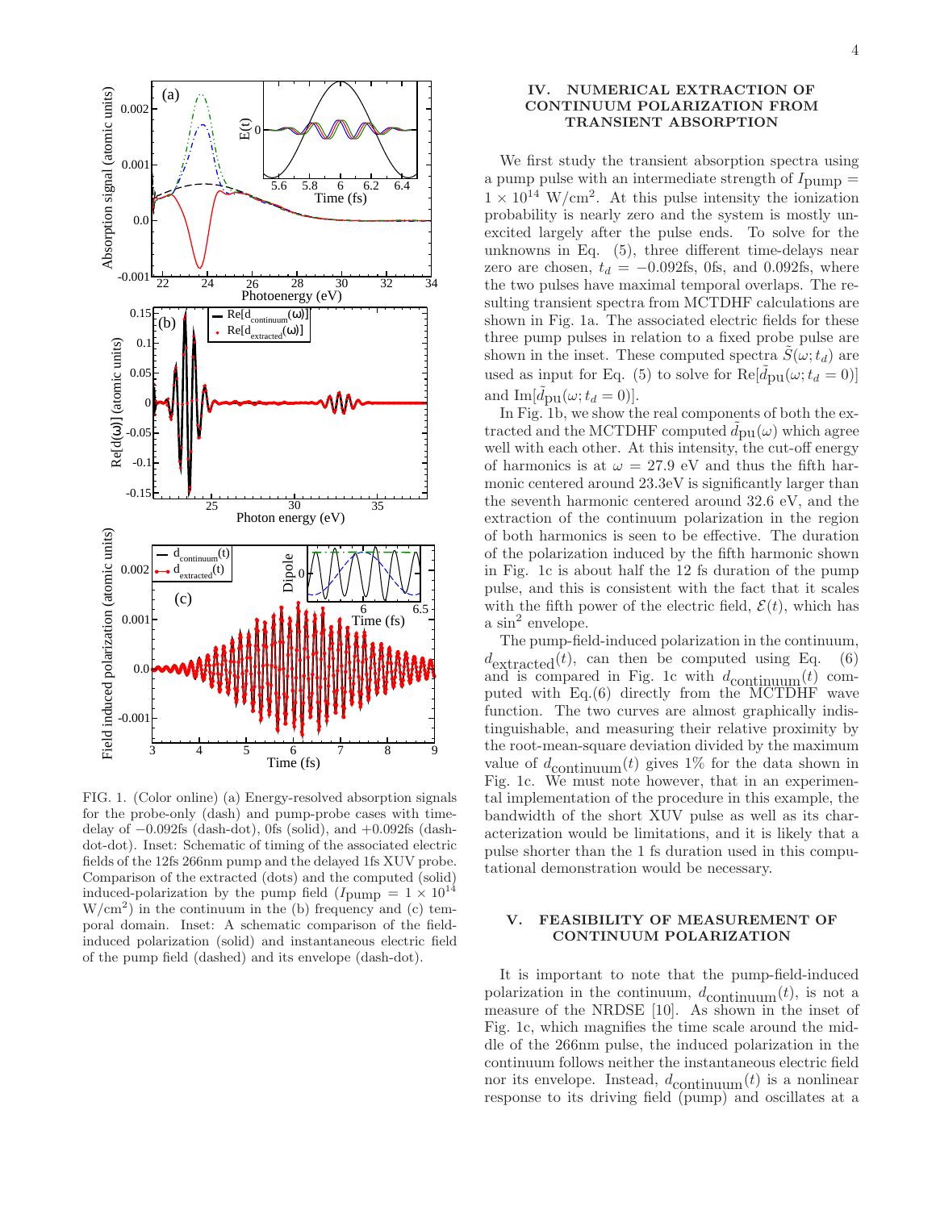FIG. 1. (Color online) (a) Energy-resolved absorption signals for the probe-only (dash) and pump-probe cases with time-delay of $-0.092$fs (dash-dot), 0fs (solid), and $+0.092$fs (dash-dot-dot). Inset: Schematic of timing of the associated electric fields of the 12fs 266nm pump and the delayed 1fs XUV probe. Comparison of the extracted (dots) and the computed (solid) induced-polarization by the pump field ($I_{\text{pump}} = 1 \times 10^{14}$ W/cm$^2$) in the continuum in the (b) frequency and (c) temporal domain. Inset: A schematic comparison of the field-induced polarization (solid) and instantaneous electric field of the pump field (dashed) and its envelope (dash-dot).

## IV. NUMERICAL EXTRACTION OF CONTINUUM POLARIZATION FROM TRANSIENT ABSORPTION

We first study the transient absorption spectra using a pump pulse with an intermediate strength of $I_{\text{pump}} = 1 \times 10^{14}$ W/cm$^2$. At this pulse intensity the ionization probability is nearly zero and the system is mostly unexcited largely after the pulse ends. To solve for the unknowns in Eq. (5), three different time-delays near zero are chosen, $t_d = -0.092$fs, 0fs, and 0.092fs, where the two pulses have maximal temporal overlaps. The resulting transient spectra from MCTDHF calculations are shown in Fig. 1a. The associated electric fields for these three pump pulses in relation to a fixed probe pulse are shown in the inset. These computed spectra $\tilde{S}(\omega; t_d)$ are used as input for Eq. (5) to solve for $\text{Re}[\tilde{d}_{\text{pu}}(\omega; t_d = 0)]$ and $\text{Im}[\tilde{d}_{\text{pu}}(\omega; t_d = 0)]$.

In Fig. 1b, we show the real components of both the extracted and the MCTDHF computed $\tilde{d}_{\text{pu}}(\omega)$ which agree well with each other. At this intensity, the cut-off energy of harmonics is at $\omega = 27.9$ eV and thus the fifth harmonic centered around 23.3eV is significantly larger than the seventh harmonic centered around 32.6 eV, and the extraction of the continuum polarization in the region of both harmonics is seen to be effective. The duration of the polarization induced by the fifth harmonic shown in Fig. 1c is about half the 12 fs duration of the pump pulse, and this is consistent with the fact that it scales with the fifth power of the electric field, $\mathcal{E}(t)$, which has a $\sin^2$ envelope.

The pump-field-induced polarization in the continuum, $d_{\text{extracted}}(t)$, can then be computed using Eq. (6) and is compared in Fig. 1c with $d_{\text{continuum}}(t)$ computed with Eq.(6) directly from the MCTDHF wave function. The two curves are almost graphically indistinguishable, and measuring their relative proximity by the root-mean-square deviation divided by the maximum value of $d_{\text{continuum}}(t)$ gives 1% for the data shown in Fig. 1c. We must note however, that in an experimental implementation of the procedure in this example, the bandwidth of the short XUV pulse as well as its characterization would be limitations, and it is likely that a pulse shorter than the 1 fs duration used in this computational demonstration would be necessary.

## V. FEASIBILITY OF MEASUREMENT OF CONTINUUM POLARIZATION

It is important to note that the pump-field-induced polarization in the continuum, $d_{\text{continuum}}(t)$, is not a measure of the NRDSE [10]. As shown in the inset of Fig. 1c, which magnifies the time scale around the middle of the 266nm pulse, the induced polarization in the continuum follows neither the instantaneous electric field nor its envelope. Instead, $d_{\text{continuum}}(t)$ is a nonlinear response to its driving field (pump) and oscillates at a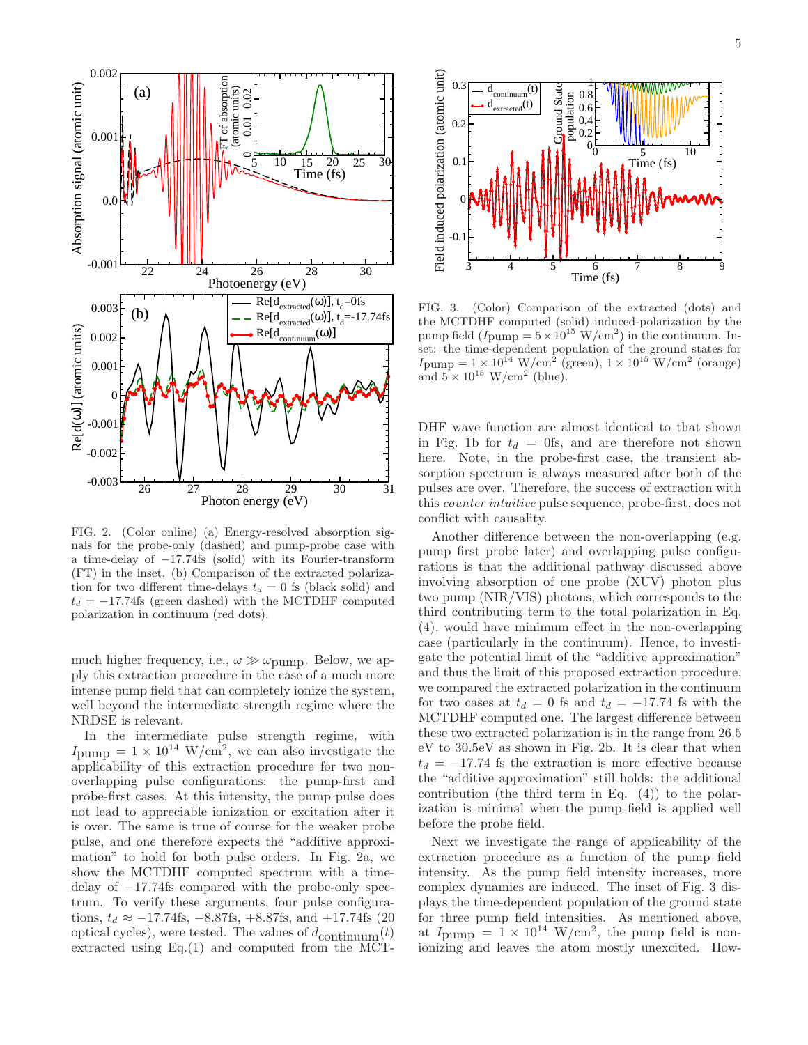FIG. 2. (Color online) (a) Energy-resolved absorption signals for the probe-only (dashed) and pump-probe case with a time-delay of −17.74fs (solid) with its Fourier-transform (FT) in the inset. (b) Comparison of the extracted polarization for two different time-delays $t_d = 0$ fs (black solid) and $t_d = -17.74$fs (green dashed) with the MCTDHF computed polarization in continuum (red dots).

much higher frequency, i.e., $\omega \gg \omega_{\rm pump}$. Below, we apply this extraction procedure in the case of a much more intense pump field that can completely ionize the system, well beyond the intermediate strength regime where the NRDSE is relevant.

In the intermediate pulse strength regime, with $I_{\rm pump} = 1 \times 10^{14}$ W/cm$^2$, we can also investigate the applicability of this extraction procedure for two non-overlapping pulse configurations: the pump-first and probe-first cases. At this intensity, the pump pulse does not lead to appreciable ionization or excitation after it is over. The same is true of course for the weaker probe pulse, and one therefore expects the "additive approximation" to hold for both pulse orders. In Fig. 2a, we show the MCTDHF computed spectrum with a time-delay of −17.74fs compared with the probe-only spectrum. To verify these arguments, four pulse configurations, $t_d \approx -17.74$fs, −8.87fs, +8.87fs, and +17.74fs (20 optical cycles), were tested. The values of $d_{\rm continuum}(t)$ extracted using Eq.(1) and computed from the MCTDHF wave function are almost identical to that shown in Fig. 1b for $t_d = 0$fs, and are therefore not shown here. Note, in the probe-first case, the transient absorption spectrum is always measured after both of the pulses are over. Therefore, the success of extraction with this *counter intuitive* pulse sequence, probe-first, does not conflict with causality.

FIG. 3. (Color) Comparison of the extracted (dots) and the MCTDHF computed (solid) induced-polarization by the pump field ($I_{\rm pump} = 5 \times 10^{15}$ W/cm$^2$) in the continuum. Inset: the time-dependent population of the ground states for $I_{\rm pump} = 1 \times 10^{14}$ W/cm$^2$ (green), $1 \times 10^{15}$ W/cm$^2$ (orange) and $5 \times 10^{15}$ W/cm$^2$ (blue).

Another difference between the non-overlapping (e.g. pump first probe later) and overlapping pulse configurations is that the additional pathway discussed above involving absorption of one probe (XUV) photon plus two pump (NIR/VIS) photons, which corresponds to the third contributing term to the total polarization in Eq. (4), would have minimum effect in the non-overlapping case (particularly in the continuum). Hence, to investigate the potential limit of the "additive approximation" and thus the limit of this proposed extraction procedure, we compared the extracted polarization in the continuum for two cases at $t_d = 0$ fs and $t_d = -17.74$ fs with the MCTDHF computed one. The largest difference between these two extracted polarization is in the range from 26.5 eV to 30.5eV as shown in Fig. 2b. It is clear that when $t_d = -17.74$ fs the extraction is more effective because the "additive approximation" still holds: the additional contribution (the third term in Eq. (4)) to the polarization is minimal when the pump field is applied well before the probe field.

Next we investigate the range of applicability of the extraction procedure as a function of the pump field intensity. As the pump field intensity increases, more complex dynamics are induced. The inset of Fig. 3 displays the time-dependent population of the ground state for three pump field intensities. As mentioned above, at $I_{\rm pump} = 1 \times 10^{14}$ W/cm$^2$, the pump field is non-ionizing and leaves the atom mostly unexcited. How-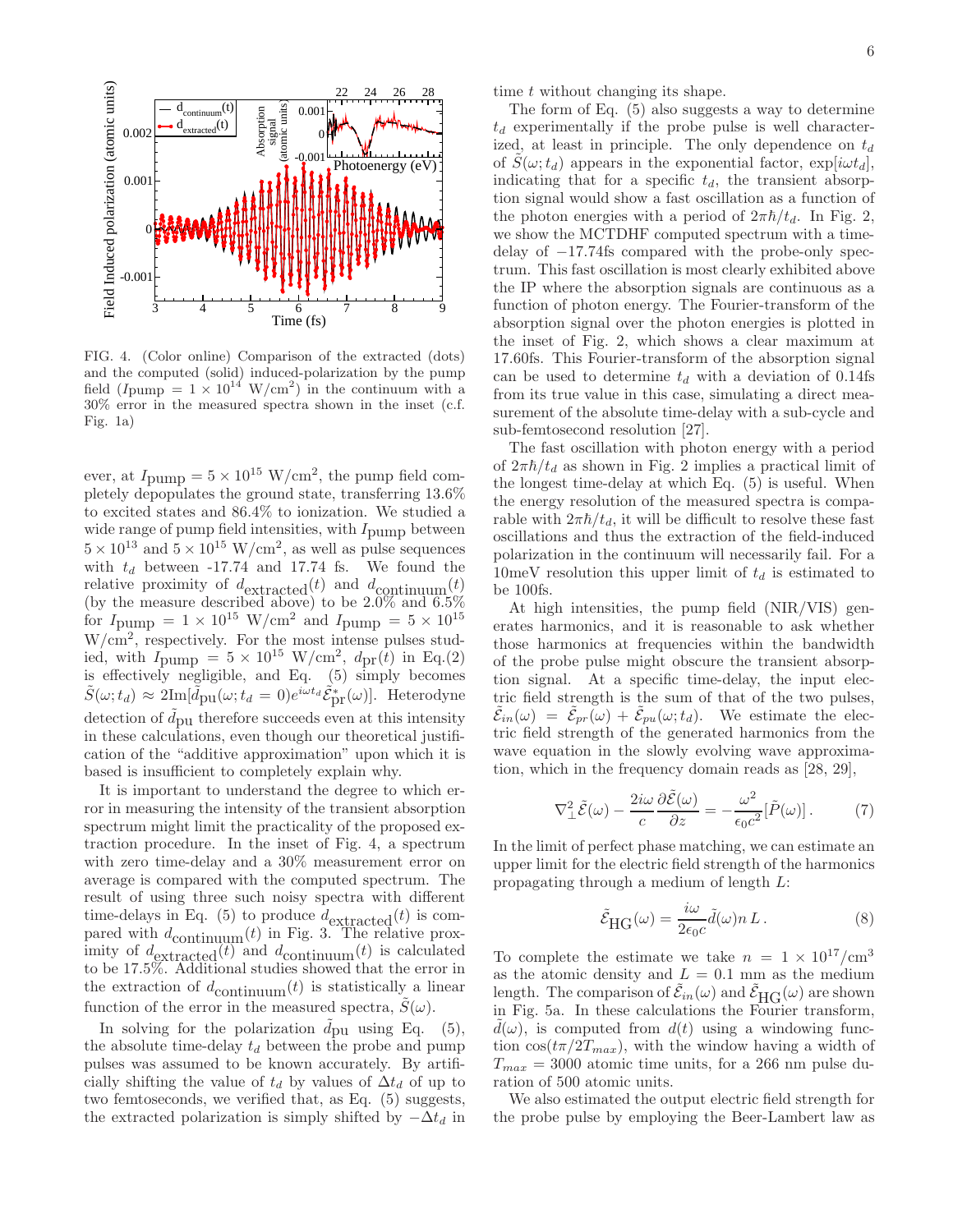FIG. 4. (Color online) Comparison of the extracted (dots) and the computed (solid) induced-polarization by the pump field ($I$pump $= 1 \times 10^{14}$ W/cm$^2$) in the continuum with a 30% error in the measured spectra shown in the inset (c.f. Fig. 1a)

ever, at $I_{\text{pump}} = 5 \times 10^{15}$ W/cm$^2$, the pump field completely depopulates the ground state, transferring 13.6% to excited states and 86.4% to ionization. We studied a wide range of pump field intensities, with $I_{\text{pump}}$ between $5 \times 10^{13}$ and $5 \times 10^{15}$ W/cm$^2$, as well as pulse sequences with $t_d$ between -17.74 and 17.74 fs. We found the relative proximity of $d_{\text{extracted}}(t)$ and $d_{\text{continuum}}(t)$ (by the measure described above) to be 2.0% and 6.5% for $I_{\text{pump}} = 1 \times 10^{15}$ W/cm$^2$ and $I_{\text{pump}} = 5 \times 10^{15}$ W/cm$^2$, respectively. For the most intense pulses studied, with $I_{\text{pump}} = 5 \times 10^{15}$ W/cm$^2$, $d_{\text{pr}}(t)$ in Eq.(2) is effectively negligible, and Eq. (5) simply becomes $\tilde{S}(\omega; t_d) \approx 2\text{Im}[\tilde{d}_{\text{pu}}(\omega; t_d = 0)e^{i\omega t_d}\tilde{\mathcal{E}}^*_{\text{pr}}(\omega)]$. Heterodyne detection of $\tilde{d}_{\text{pu}}$ therefore succeeds even at this intensity in these calculations, even though our theoretical justification of the "additive approximation" upon which it is based is insufficient to completely explain why.

It is important to understand the degree to which error in measuring the intensity of the transient absorption spectrum might limit the practicality of the proposed extraction procedure. In the inset of Fig. 4, a spectrum with zero time-delay and a 30% measurement error on average is compared with the computed spectrum. The result of using three such noisy spectra with different time-delays in Eq. (5) to produce $d_{\text{extracted}}(t)$ is compared with $d_{\text{continuum}}(t)$ in Fig. 3. The relative proximity of $d_{\text{extracted}}(t)$ and $d_{\text{continuum}}(t)$ is calculated to be 17.5%. Additional studies showed that the error in the extraction of $d_{\text{continuum}}(t)$ is statistically a linear function of the error in the measured spectra, $\tilde{S}(\omega)$.

In solving for the polarization $\tilde{d}_{\text{pu}}$ using Eq. (5), the absolute time-delay $t_d$ between the probe and pump pulses was assumed to be known accurately. By artificially shifting the value of $t_d$ by values of $\Delta t_d$ of up to two femtoseconds, we verified that, as Eq. (5) suggests, the extracted polarization is simply shifted by $-\Delta t_d$ in time $t$ without changing its shape.

The form of Eq. (5) also suggests a way to determine $t_d$ experimentally if the probe pulse is well characterized, at least in principle. The only dependence on $t_d$ of $\tilde{S}(\omega; t_d)$ appears in the exponential factor, $\exp[i\omega t_d]$, indicating that for a specific $t_d$, the transient absorption signal would show a fast oscillation as a function of the photon energies with a period of $2\pi\hbar/t_d$. In Fig. 2, we show the MCTDHF computed spectrum with a time-delay of $-17.74$fs compared with the probe-only spectrum. This fast oscillation is most clearly exhibited above the IP where the absorption signals are continuous as a function of photon energy. The Fourier-transform of the absorption signal over the photon energies is plotted in the inset of Fig. 2, which shows a clear maximum at 17.60fs. This Fourier-transform of the absorption signal can be used to determine $t_d$ with a deviation of 0.14fs from its true value in this case, simulating a direct measurement of the absolute time-delay with a sub-cycle and sub-femtosecond resolution [27].

The fast oscillation with photon energy with a period of $2\pi\hbar/t_d$ as shown in Fig. 2 implies a practical limit of the longest time-delay at which Eq. (5) is useful. When the energy resolution of the measured spectra is comparable with $2\pi\hbar/t_d$, it will be difficult to resolve these fast oscillations and thus the extraction of the field-induced polarization in the continuum will necessarily fail. For a 10meV resolution this upper limit of $t_d$ is estimated to be 100fs.

At high intensities, the pump field (NIR/VIS) generates harmonics, and it is reasonable to ask whether those harmonics at frequencies within the bandwidth of the probe pulse might obscure the transient absorption signal. At a specific time-delay, the input electric field strength is the sum of that of the two pulses, $\tilde{\mathcal{E}}_{in}(\omega) = \tilde{\mathcal{E}}_{pr}(\omega) + \tilde{\mathcal{E}}_{pu}(\omega; t_d)$. We estimate the electric field strength of the generated harmonics from the wave equation in the slowly evolving wave approximation, which in the frequency domain reads as [28, 29],

$$\nabla^2_{\perp}\tilde{\mathcal{E}}(\omega) - \frac{2i\omega}{c}\frac{\partial\tilde{\mathcal{E}}(\omega)}{\partial z} = -\frac{\omega^2}{\epsilon_0 c^2}[\tilde{P}(\omega)]\,. \qquad (7)$$

In the limit of perfect phase matching, we can estimate an upper limit for the electric field strength of the harmonics propagating through a medium of length $L$:

$$\tilde{\mathcal{E}}_{\text{HG}}(\omega) = \frac{i\omega}{2\epsilon_0 c}\tilde{d}(\omega)n\,L\,. \qquad (8)$$

To complete the estimate we take $n = 1 \times 10^{17}$/cm$^3$ as the atomic density and $L = 0.1$ mm as the medium length. The comparison of $\tilde{\mathcal{E}}_{in}(\omega)$ and $\tilde{\mathcal{E}}_{\text{HG}}(\omega)$ are shown in Fig. 5a. In these calculations the Fourier transform, $\tilde{d}(\omega)$, is computed from $d(t)$ using a windowing function $\cos(t\pi/2T_{max})$, with the window having a width of $T_{max} = 3000$ atomic time units, for a 266 nm pulse duration of 500 atomic units.

We also estimated the output electric field strength for the probe pulse by employing the Beer-Lambert law as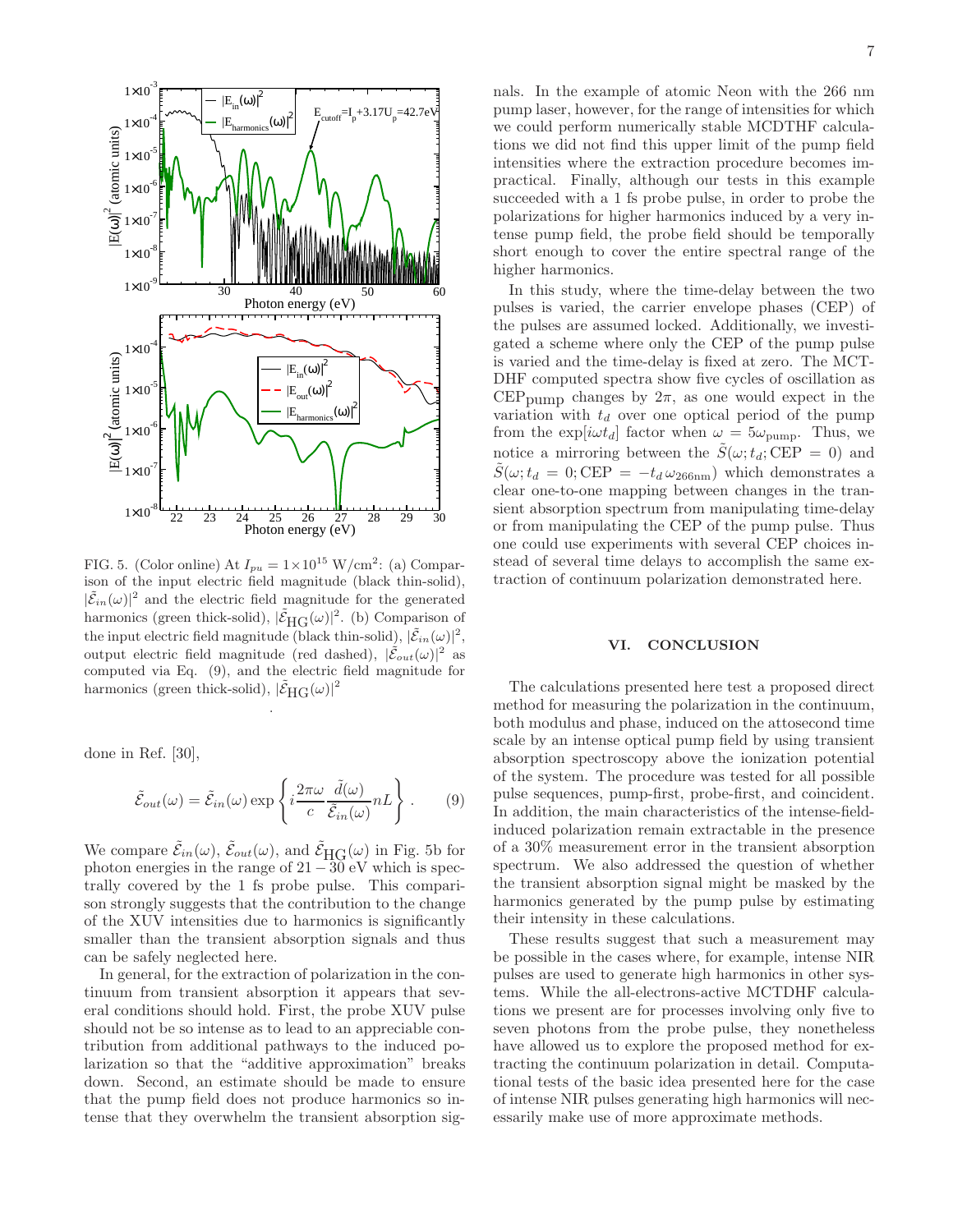FIG. 5. (Color online) At $I_{pu} = 1\times10^{15}$ W/cm$^2$: (a) Comparison of the input electric field magnitude (black thin-solid), $|\tilde{\mathcal{E}}_{in}(\omega)|^2$ and the electric field magnitude for the generated harmonics (green thick-solid), $|\tilde{\mathcal{E}}_{\rm HG}(\omega)|^2$. (b) Comparison of the input electric field magnitude (black thin-solid), $|\tilde{\mathcal{E}}_{in}(\omega)|^2$, output electric field magnitude (red dashed), $|\tilde{\mathcal{E}}_{out}(\omega)|^2$ as computed via Eq. (9), and the electric field magnitude for harmonics (green thick-solid), $|\tilde{\mathcal{E}}_{\rm HG}(\omega)|^2$

done in Ref. [30],

$$\tilde{\mathcal{E}}_{out}(\omega) = \tilde{\mathcal{E}}_{in}(\omega) \exp\left\{ i\frac{2\pi\omega}{c}\frac{\tilde{d}(\omega)}{\tilde{\mathcal{E}}_{in}(\omega)}nL \right\}. \qquad (9)$$

We compare $\tilde{\mathcal{E}}_{in}(\omega)$, $\tilde{\mathcal{E}}_{out}(\omega)$, and $\tilde{\mathcal{E}}_{\rm HG}(\omega)$ in Fig. 5b for photon energies in the range of $21-30$ eV which is spectrally covered by the 1 fs probe pulse. This comparison strongly suggests that the contribution to the change of the XUV intensities due to harmonics is significantly smaller than the transient absorption signals and thus can be safely neglected here.

In general, for the extraction of polarization in the continuum from transient absorption it appears that several conditions should hold. First, the probe XUV pulse should not be so intense as to lead to an appreciable contribution from additional pathways to the induced polarization so that the "additive approximation" breaks down. Second, an estimate should be made to ensure that the pump field does not produce harmonics so intense that they overwhelm the transient absorption signals. In the example of atomic Neon with the 266 nm pump laser, however, for the range of intensities for which we could perform numerically stable MCDTHF calculations we did not find this upper limit of the pump field intensities where the extraction procedure becomes impractical. Finally, although our tests in this example succeeded with a 1 fs probe pulse, in order to probe the polarizations for higher harmonics induced by a very intense pump field, the probe field should be temporally short enough to cover the entire spectral range of the higher harmonics.

In this study, where the time-delay between the two pulses is varied, the carrier envelope phases (CEP) of the pulses are assumed locked. Additionally, we investigated a scheme where only the CEP of the pump pulse is varied and the time-delay is fixed at zero. The MCTDHF computed spectra show five cycles of oscillation as $\text{CEP}_{\text{pump}}$ changes by $2\pi$, as one would expect in the variation with $t_d$ over one optical period of the pump from the $\exp[i\omega t_d]$ factor when $\omega = 5\omega_{\text{pump}}$. Thus, we notice a mirroring between the $\tilde{S}(\omega; t_d; \text{CEP} = 0)$ and $\tilde{S}(\omega; t_d = 0; \text{CEP} = -t_d\,\omega_{266\text{nm}})$ which demonstrates a clear one-to-one mapping between changes in the transient absorption spectrum from manipulating time-delay or from manipulating the CEP of the pump pulse. Thus one could use experiments with several CEP choices instead of several time delays to accomplish the same extraction of continuum polarization demonstrated here.

## VI. CONCLUSION

The calculations presented here test a proposed direct method for measuring the polarization in the continuum, both modulus and phase, induced on the attosecond time scale by an intense optical pump field by using transient absorption spectroscopy above the ionization potential of the system. The procedure was tested for all possible pulse sequences, pump-first, probe-first, and coincident. In addition, the main characteristics of the intense-field-induced polarization remain extractable in the presence of a 30% measurement error in the transient absorption spectrum. We also addressed the question of whether the transient absorption signal might be masked by the harmonics generated by the pump pulse by estimating their intensity in these calculations.

These results suggest that such a measurement may be possible in the cases where, for example, intense NIR pulses are used to generate high harmonics in other systems. While the all-electrons-active MCTDHF calculations we present are for processes involving only five to seven photons from the probe pulse, they nonetheless have allowed us to explore the proposed method for extracting the continuum polarization in detail. Computational tests of the basic idea presented here for the case of intense NIR pulses generating high harmonics will necessarily make use of more approximate methods.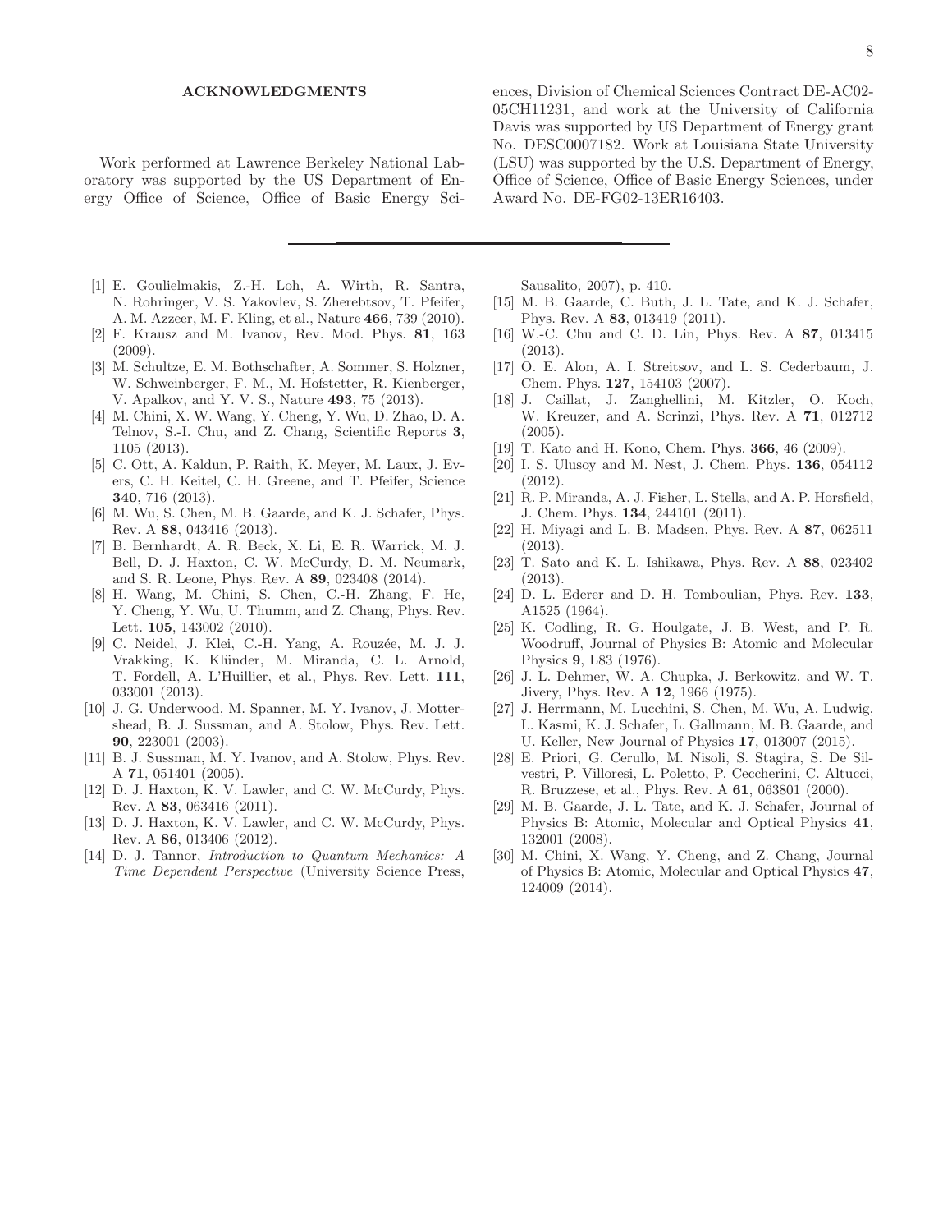## ACKNOWLEDGMENTS

Work performed at Lawrence Berkeley National Laboratory was supported by the US Department of Energy Office of Science, Office of Basic Energy Sciences, Division of Chemical Sciences Contract DE-AC02-05CH11231, and work at the University of California Davis was supported by US Department of Energy grant No. DESC0007182. Work at Louisiana State University (LSU) was supported by the U.S. Department of Energy, Office of Science, Office of Basic Energy Sciences, under Award No. DE-FG02-13ER16403.

---

[1] E. Goulielmakis, Z.-H. Loh, A. Wirth, R. Santra, N. Rohringer, V. S. Yakovlev, S. Zherebtsov, T. Pfeifer, A. M. Azzeer, M. F. Kling, et al., Nature **466**, 739 (2010).

[2] F. Krausz and M. Ivanov, Rev. Mod. Phys. **81**, 163 (2009).

[3] M. Schultze, E. M. Bothschafter, A. Sommer, S. Holzner, W. Schweinberger, F. M., M. Hofstetter, R. Kienberger, V. Apalkov, and Y. V. S., Nature **493**, 75 (2013).

[4] M. Chini, X. W. Wang, Y. Cheng, Y. Wu, D. Zhao, D. A. Telnov, S.-I. Chu, and Z. Chang, Scientific Reports **3**, 1105 (2013).

[5] C. Ott, A. Kaldun, P. Raith, K. Meyer, M. Laux, J. Evers, C. H. Keitel, C. H. Greene, and T. Pfeifer, Science **340**, 716 (2013).

[6] M. Wu, S. Chen, M. B. Gaarde, and K. J. Schafer, Phys. Rev. A **88**, 043416 (2013).

[7] B. Bernhardt, A. R. Beck, X. Li, E. R. Warrick, M. J. Bell, D. J. Haxton, C. W. McCurdy, D. M. Neumark, and S. R. Leone, Phys. Rev. A **89**, 023408 (2014).

[8] H. Wang, M. Chini, S. Chen, C.-H. Zhang, F. He, Y. Cheng, Y. Wu, U. Thumm, and Z. Chang, Phys. Rev. Lett. **105**, 143002 (2010).

[9] C. Neidel, J. Klei, C.-H. Yang, A. Rouzée, M. J. J. Vrakking, K. Klünder, M. Miranda, C. L. Arnold, T. Fordell, A. L'Huillier, et al., Phys. Rev. Lett. **111**, 033001 (2013).

[10] J. G. Underwood, M. Spanner, M. Y. Ivanov, J. Mottershead, B. J. Sussman, and A. Stolow, Phys. Rev. Lett. **90**, 223001 (2003).

[11] B. J. Sussman, M. Y. Ivanov, and A. Stolow, Phys. Rev. A **71**, 051401 (2005).

[12] D. J. Haxton, K. V. Lawler, and C. W. McCurdy, Phys. Rev. A **83**, 063416 (2011).

[13] D. J. Haxton, K. V. Lawler, and C. W. McCurdy, Phys. Rev. A **86**, 013406 (2012).

[14] D. J. Tannor, *Introduction to Quantum Mechanics: A Time Dependent Perspective* (University Science Press, Sausalito, 2007), p. 410.

[15] M. B. Gaarde, C. Buth, J. L. Tate, and K. J. Schafer, Phys. Rev. A **83**, 013419 (2011).

[16] W.-C. Chu and C. D. Lin, Phys. Rev. A **87**, 013415 (2013).

[17] O. E. Alon, A. I. Streitsov, and L. S. Cederbaum, J. Chem. Phys. **127**, 154103 (2007).

[18] J. Caillat, J. Zanghellini, M. Kitzler, O. Koch, W. Kreuzer, and A. Scrinzi, Phys. Rev. A **71**, 012712 (2005).

[19] T. Kato and H. Kono, Chem. Phys. **366**, 46 (2009).

[20] I. S. Ulusoy and M. Nest, J. Chem. Phys. **136**, 054112 (2012).

[21] R. P. Miranda, A. J. Fisher, L. Stella, and A. P. Horsfield, J. Chem. Phys. **134**, 244101 (2011).

[22] H. Miyagi and L. B. Madsen, Phys. Rev. A **87**, 062511 (2013).

[23] T. Sato and K. L. Ishikawa, Phys. Rev. A **88**, 023402 (2013).

[24] D. L. Ederer and D. H. Tomboulian, Phys. Rev. **133**, A1525 (1964).

[25] K. Codling, R. G. Houlgate, J. B. West, and P. R. Woodruff, Journal of Physics B: Atomic and Molecular Physics **9**, L83 (1976).

[26] J. L. Dehmer, W. A. Chupka, J. Berkowitz, and W. T. Jivery, Phys. Rev. A **12**, 1966 (1975).

[27] J. Herrmann, M. Lucchini, S. Chen, M. Wu, A. Ludwig, L. Kasmi, K. J. Schafer, L. Gallmann, M. B. Gaarde, and U. Keller, New Journal of Physics **17**, 013007 (2015).

[28] E. Priori, G. Cerullo, M. Nisoli, S. Stagira, S. De Silvestri, P. Villoresi, L. Poletto, P. Ceccherini, C. Altucci, R. Bruzzese, et al., Phys. Rev. A **61**, 063801 (2000).

[29] M. B. Gaarde, J. L. Tate, and K. J. Schafer, Journal of Physics B: Atomic, Molecular and Optical Physics **41**, 132001 (2008).

[30] M. Chini, X. Wang, Y. Cheng, and Z. Chang, Journal of Physics B: Atomic, Molecular and Optical Physics **47**, 124009 (2014).